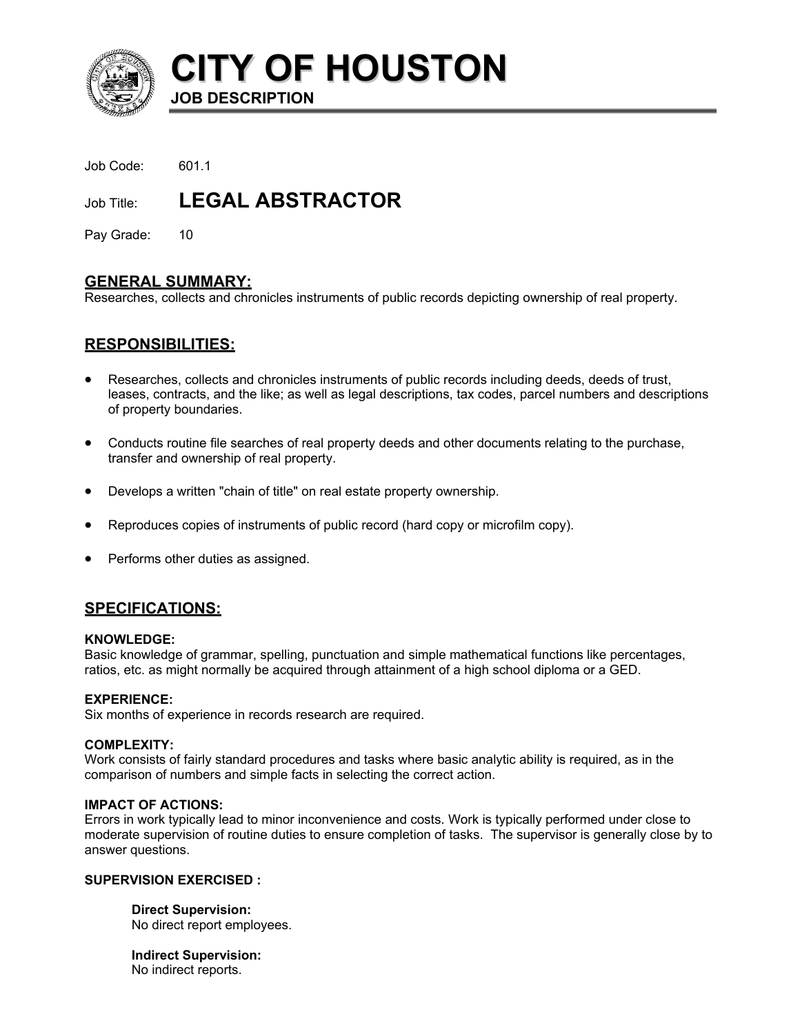# CITY OF HOUSTON

**JOB DESCRIPTION**

Job Code: 601.1

Job Title: **LEGAL ABSTRACTOR**

Pay Grade: 10

## GENERAL SUMMARY:

Researches, collects and chronicles instruments of public records depicting ownership of real property.

## RESPONSIBILITIES:

- Researches, collects and chronicles instruments of public records including deeds, deeds of trust, leases, contracts, and the like; as well as legal descriptions, tax codes, parcel numbers and descriptions of property boundaries.
- Conducts routine file searches of real property deeds and other documents relating to the purchase, transfer and ownership of real property.
- Develops a written "chain of title" on real estate property ownership.
- Reproduces copies of instruments of public record (hard copy or microfilm copy).
- Performs other duties as assigned.

## SPECIFICATIONS:

**KNOWLEDGE:**
Basic knowledge of grammar, spelling, punctuation and simple mathematical functions like percentages, ratios, etc. as might normally be acquired through attainment of a high school diploma or a GED.

**EXPERIENCE:**
Six months of experience in records research are required.

**COMPLEXITY:**
Work consists of fairly standard procedures and tasks where basic analytic ability is required, as in the comparison of numbers and simple facts in selecting the correct action.

**IMPACT OF ACTIONS:**
Errors in work typically lead to minor inconvenience and costs. Work is typically performed under close to moderate supervision of routine duties to ensure completion of tasks. The supervisor is generally close by to answer questions.

**SUPERVISION EXERCISED :**

**Direct Supervision:**
No direct report employees.

**Indirect Supervision:**
No indirect reports.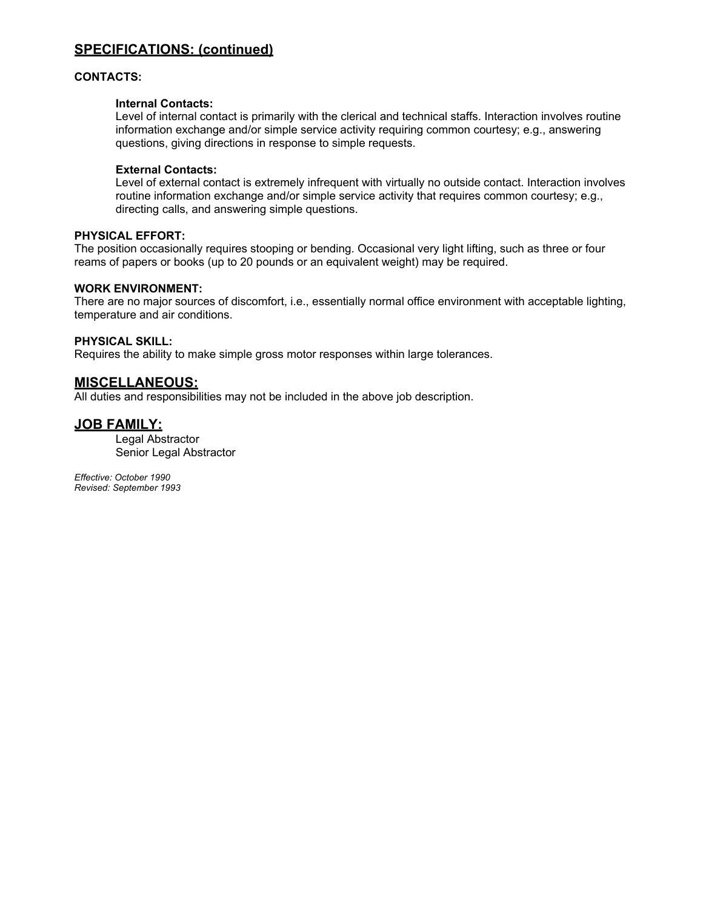## SPECIFICATIONS: (continued)

**CONTACTS:**

**Internal Contacts:**
Level of internal contact is primarily with the clerical and technical staffs. Interaction involves routine information exchange and/or simple service activity requiring common courtesy; e.g., answering questions, giving directions in response to simple requests.

**External Contacts:**
Level of external contact is extremely infrequent with virtually no outside contact. Interaction involves routine information exchange and/or simple service activity that requires common courtesy; e.g., directing calls, and answering simple questions.

**PHYSICAL EFFORT:**
The position occasionally requires stooping or bending. Occasional very light lifting, such as three or four reams of papers or books (up to 20 pounds or an equivalent weight) may be required.

**WORK ENVIRONMENT:**
There are no major sources of discomfort, i.e., essentially normal office environment with acceptable lighting, temperature and air conditions.

**PHYSICAL SKILL:**
Requires the ability to make simple gross motor responses within large tolerances.

## MISCELLANEOUS:

All duties and responsibilities may not be included in the above job description.

## JOB FAMILY:

Legal Abstractor
Senior Legal Abstractor

*Effective: October 1990*
*Revised: September 1993*